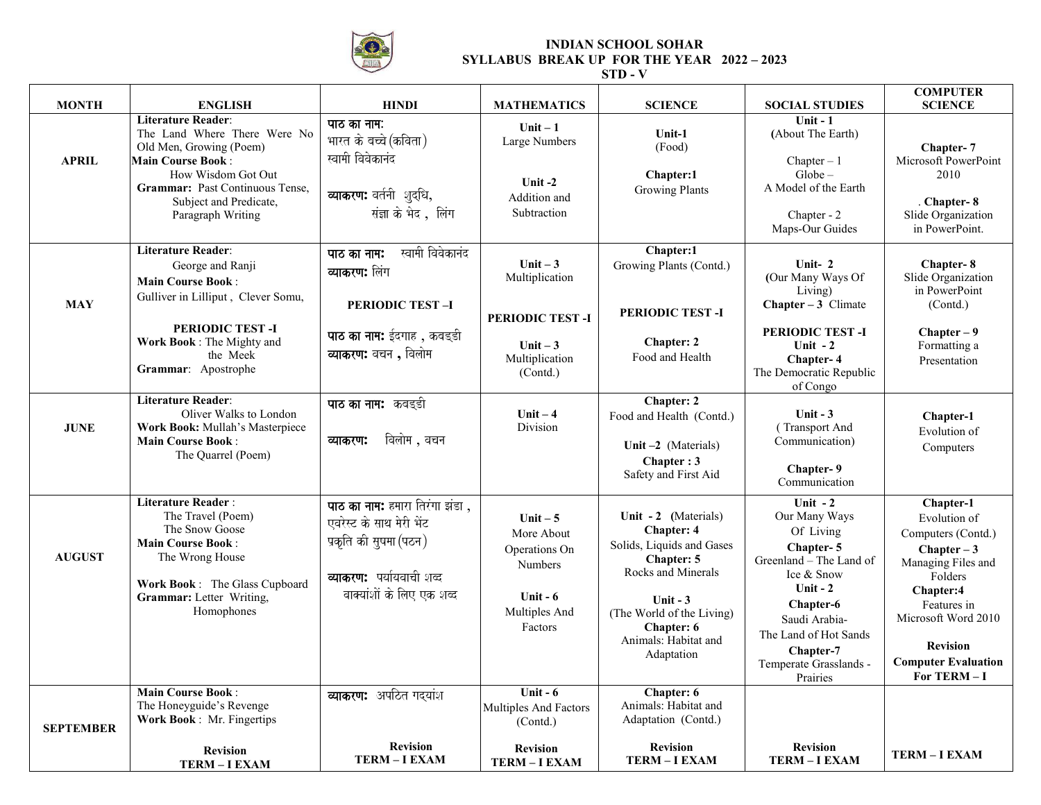# INDIAN SCHOOL SOHAR

## SYLLABUS BREAK UP FOR THE YEAR 2022 – 2023

### STD - V

| MONTH | ENGLISH | HINDI | MATHEMATICS | SCIENCE | SOCIAL STUDIES | COMPUTER SCIENCE |
|---|---|---|---|---|---|---|
| **APRIL** | **Literature Reader**: The Land Where There Were No Old Men, Growing (Poem) **Main Course Book** : How Wisdom Got Out **Grammar:** Past Continuous Tense, Subject and Predicate, Paragraph Writing | **पाठ का नाम:** भारत के बच्चे (कविता) स्वामी विवेकानंद **व्याकरण:** वर्तनी शुद्धि, संज्ञा के भेद , लिंग | **Unit – 1** Large Numbers **Unit -2** Addition and Subtraction | **Unit-1** (Food) **Chapter:1** Growing Plants | **Unit - 1** **(**About The Earth) Chapter – 1 Globe – A Model of the Earth Chapter - 2 Maps-Our Guides | **Chapter- 7** Microsoft PowerPoint 2010 . **Chapter- 8** Slide Organization in PowerPoint. |
| **MAY** | **Literature Reader**: George and Ranji **Main Course Book** : Gulliver in Lilliput , Clever Somu, **PERIODIC TEST -I** **Work Book** : The Mighty and the Meek **Grammar**: Apostrophe | **पाठ का नाम:** स्वामी विवेकानंद **व्याकरण:** लिंग **PERIODIC TEST –I** **पाठ का नाम:** ईदगाह , कबड्डी **व्याकरण:** वचन , विलोम | **Unit – 3** Multiplication **PERIODIC TEST -I** **Unit – 3** Multiplication (Contd.) | **Chapter:1** Growing Plants (Contd.) **PERIODIC TEST -I** **Chapter: 2** Food and Health | **Unit- 2** **(**Our Many Ways Of Living) **Chapter – 3** Climate **PERIODIC TEST -I** **Unit - 2** **Chapter- 4** The Democratic Republic of Congo | **Chapter- 8** Slide Organization in PowerPoint (Contd.) **Chapter – 9** Formatting a Presentation |
| **JUNE** | **Literature Reader**: Oliver Walks to London **Work Book:** Mullah's Masterpiece **Main Course Book** : The Quarrel (Poem) | **पाठ का नाम:** कबड्डी **व्याकरण:** विलोम , वचन | **Unit – 4** Division | **Chapter: 2** Food and Health (Contd.) **Unit –2** (Materials) **Chapter : 3** Safety and First Aid | **Unit - 3** ( Transport And Communication) **Chapter- 9** Communication | **Chapter-1** Evolution of Computers |
| **AUGUST** | **Literature Reader** : The Travel (Poem) The Snow Goose **Main Course Book** : The Wrong House **Work Book** : The Glass Cupboard **Grammar:** Letter Writing, Homophones | **पाठ का नाम:** हमारा तिरंगा झंडा , एवरेस्ट के साथ मेरी भेंट प्रकृति की सुषमा (पठन) **व्याकरण:** पर्यायवाची शब्द वाक्यांशों के लिए एक शब्द | **Unit – 5** More About Operations On Numbers **Unit - 6** Multiples And Factors | **Unit - 2 (**Materials) **Chapter: 4** Solids, Liquids and Gases **Chapter: 5** Rocks and Minerals **Unit - 3** (The World of the Living) **Chapter: 6** Animals: Habitat and Adaptation | **Unit - 2** Our Many Ways Of Living **Chapter- 5** Greenland – The Land of Ice & Snow **Unit - 2** **Chapter-6** Saudi Arabia- The Land of Hot Sands **Chapter-7** Temperate Grasslands - Prairies | **Chapter-1** Evolution of Computers (Contd.) **Chapter – 3** Managing Files and Folders **Chapter:4** Features in Microsoft Word 2010 **Revision** **Computer Evaluation For TERM – I** |
| **SEPTEMBER** | **Main Course Book** : The Honeyguide's Revenge **Work Book** : Mr. Fingertips **Revision** **TERM – I EXAM** | **व्याकरण:** अपठित गद्यांश **Revision** **TERM – I EXAM** | **Unit - 6** Multiples And Factors (Contd.) **Revision** **TERM – I EXAM** | **Chapter: 6** Animals: Habitat and Adaptation (Contd.) **Revision** **TERM – I EXAM** | **Revision** **TERM – I EXAM** | **TERM – I EXAM** |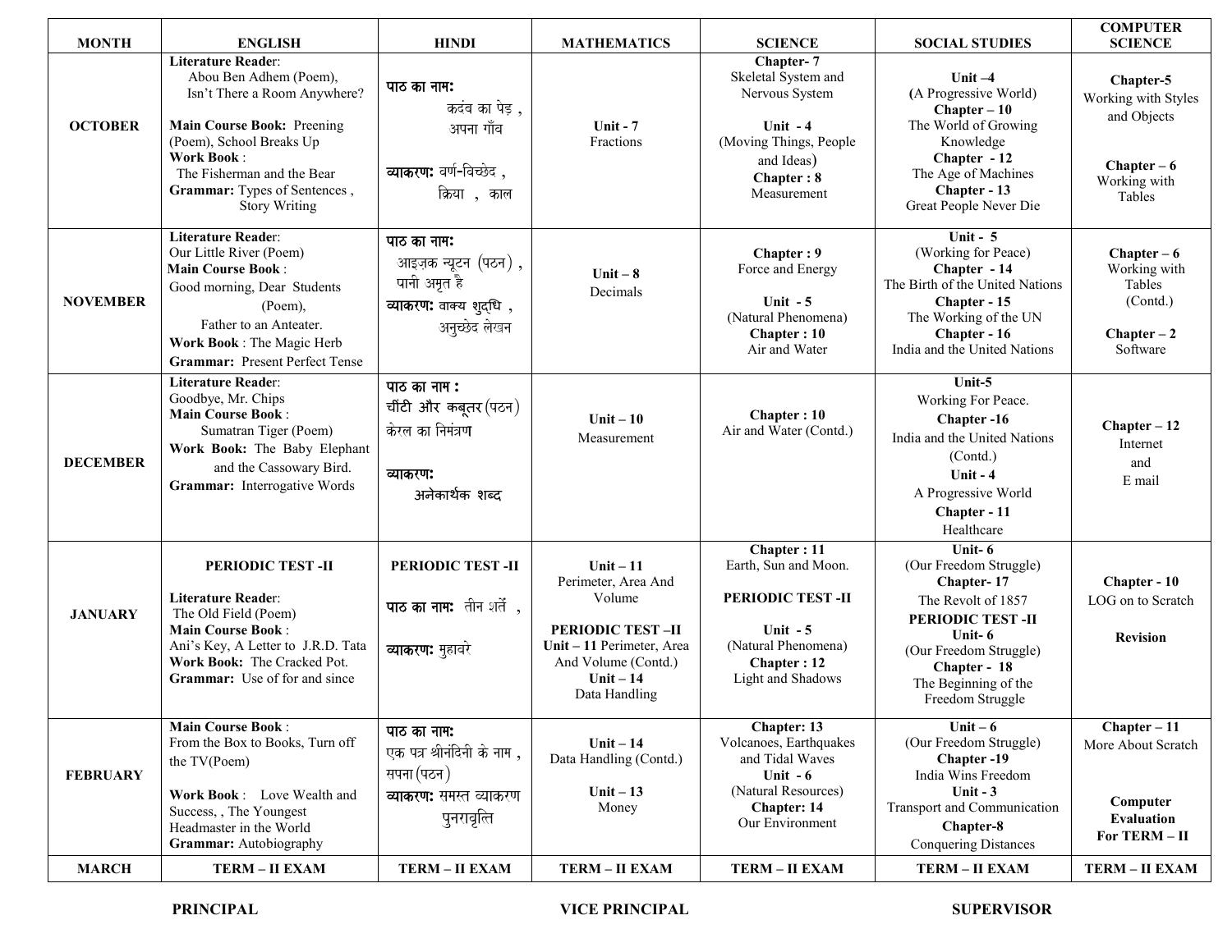| MONTH | ENGLISH | HINDI | MATHEMATICS | SCIENCE | SOCIAL STUDIES | COMPUTER SCIENCE |
|---|---|---|---|---|---|---|
| **OCTOBER** | **Literature Reader**: Abou Ben Adhem (Poem), Isn't There a Room Anywhere? **Main Course Book:** Preening (Poem), School Breaks Up **Work Book** : The Fisherman and the Bear **Grammar:** Types of Sentences , Story Writing | **पाठ का नामः** कदंब का पेड़ , अपना गाँव **व्याकरणः** वर्ण-विच्छेद , क्रिया , काल | **Unit - 7** Fractions | **Chapter- 7** Skeletal System and Nervous System **Unit - 4** (Moving Things, People and Ideas) **Chapter : 8** Measurement | **Unit –4** (A Progressive World) **Chapter – 10** The World of Growing Knowledge **Chapter - 12** The Age of Machines **Chapter - 13** Great People Never Die | **Chapter-5** Working with Styles and Objects **Chapter – 6** Working with Tables |
| **NOVEMBER** | **Literature Reader**: Our Little River (Poem) **Main Course Book** : Good morning, Dear Students (Poem), Father to an Anteater. **Work Book** : The Magic Herb **Grammar:** Present Perfect Tense | **पाठ का नामः** आइज़क न्यूटन (पठन) , पानी अमृत है **व्याकरणः** वाक्य शुद्धि , अनुच्छेद लेखन | **Unit – 8** Decimals | **Chapter : 9** Force and Energy **Unit - 5** (Natural Phenomena) **Chapter : 10** Air and Water | **Unit - 5** (Working for Peace) **Chapter - 14** The Birth of the United Nations **Chapter - 15** The Working of the UN **Chapter - 16** India and the United Nations | **Chapter – 6** Working with Tables (Contd.) **Chapter – 2** Software |
| **DECEMBER** | **Literature Reader**: Goodbye, Mr. Chips **Main Course Book** : Sumatran Tiger (Poem) **Work Book:** The Baby Elephant and the Cassowary Bird. **Grammar:** Interrogative Words | **पाठ का नाम :** चींटी और कबूतर (पठन) केरल का निमंत्रण **व्याकरणः** अनेकार्थक शब्द | **Unit – 10** Measurement | **Chapter : 10** Air and Water (Contd.) | **Unit-5** Working For Peace. **Chapter -16** India and the United Nations (Contd.) **Unit - 4** A Progressive World **Chapter - 11** Healthcare | **Chapter – 12** Internet and E mail |
| **JANUARY** | **PERIODIC TEST -II** **Literature Reader**: The Old Field (Poem) **Main Course Book** : Ani's Key, A Letter to J.R.D. Tata **Work Book:** The Cracked Pot. **Grammar:** Use of for and since | **PERIODIC TEST -II** **पाठ का नामः** तीन शर्तें , **व्याकरणः** मुहावरे | **Unit – 11** Perimeter, Area And Volume **PERIODIC TEST –II** **Unit – 11** Perimeter, Area And Volume (Contd.) **Unit – 14** Data Handling | **Chapter : 11** Earth, Sun and Moon. **PERIODIC TEST -II** **Unit - 5** (Natural Phenomena) **Chapter : 12** Light and Shadows | **Unit- 6** (Our Freedom Struggle) **Chapter- 17** The Revolt of 1857 **PERIODIC TEST -II** **Unit- 6** (Our Freedom Struggle) **Chapter - 18** The Beginning of the Freedom Struggle | **Chapter - 10** LOG on to Scratch **Revision** |
| **FEBRUARY** | **Main Course Book** : From the Box to Books, Turn off the TV(Poem) **Work Book** : Love Wealth and Success, , The Youngest Headmaster in the World **Grammar:** Autobiography | **पाठ का नामः** एक पत्र श्रीनंदिनी के नाम , सपना (पठन) **व्याकरणः** समस्त व्याकरण पुनरावृत्ति | **Unit – 14** Data Handling (Contd.) **Unit – 13** Money | **Chapter: 13** Volcanoes, Earthquakes and Tidal Waves **Unit - 6** (Natural Resources) **Chapter: 14** Our Environment | **Unit – 6** (Our Freedom Struggle) **Chapter -19** India Wins Freedom **Unit - 3** Transport and Communication **Chapter-8** Conquering Distances | **Chapter – 11** More About Scratch **Computer Evaluation For TERM – II** |
| **MARCH** | **TERM – II EXAM** | **TERM – II EXAM** | **TERM – II EXAM** | **TERM – II EXAM** | **TERM – II EXAM** | **TERM – II EXAM** |

**PRINCIPAL** **VICE PRINCIPAL** **SUPERVISOR**